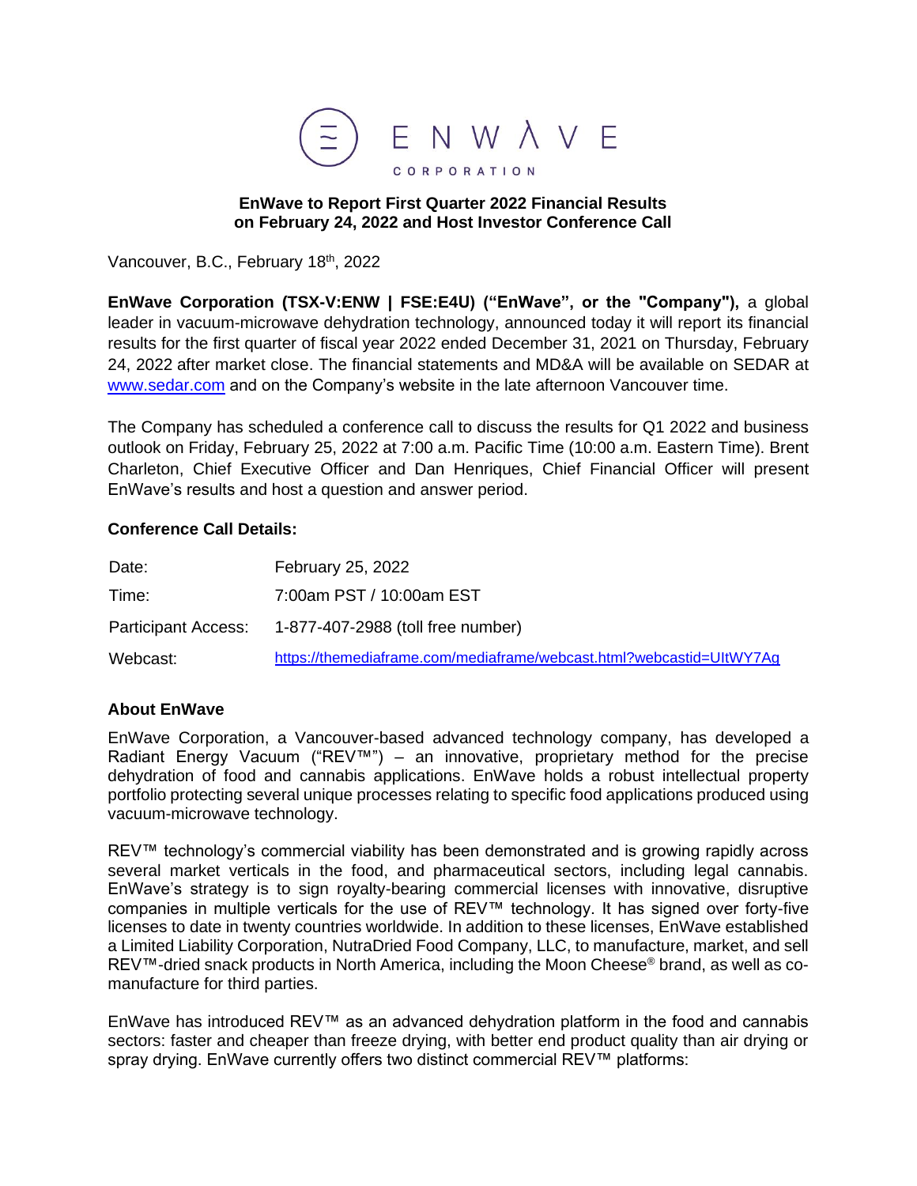ENWAVE CORPORATION

**EnWave to Report First Quarter 2022 Financial Results on February 24, 2022 and Host Investor Conference Call**

Vancouver, B.C., February 18th, 2022

**EnWave Corporation (TSX-V:ENW | FSE:E4U) ("EnWave", or the "Company"),** a global leader in vacuum-microwave dehydration technology, announced today it will report its financial results for the first quarter of fiscal year 2022 ended December 31, 2021 on Thursday, February 24, 2022 after market close. The financial statements and MD&A will be available on SEDAR at www.sedar.com and on the Company's website in the late afternoon Vancouver time.

The Company has scheduled a conference call to discuss the results for Q1 2022 and business outlook on Friday, February 25, 2022 at 7:00 a.m. Pacific Time (10:00 a.m. Eastern Time). Brent Charleton, Chief Executive Officer and Dan Henriques, Chief Financial Officer will present EnWave's results and host a question and answer period.

**Conference Call Details:**

| | |
|---|---|
| Date: | February 25, 2022 |
| Time: | 7:00am PST / 10:00am EST |
| Participant Access: | 1-877-407-2988 (toll free number) |
| Webcast: | https://themediaframe.com/mediaframe/webcast.html?webcastid=UItWY7Ag |

**About EnWave**

EnWave Corporation, a Vancouver-based advanced technology company, has developed a Radiant Energy Vacuum ("REV™") – an innovative, proprietary method for the precise dehydration of food and cannabis applications. EnWave holds a robust intellectual property portfolio protecting several unique processes relating to specific food applications produced using vacuum-microwave technology.

REV™ technology's commercial viability has been demonstrated and is growing rapidly across several market verticals in the food, and pharmaceutical sectors, including legal cannabis. EnWave's strategy is to sign royalty-bearing commercial licenses with innovative, disruptive companies in multiple verticals for the use of REV™ technology. It has signed over forty-five licenses to date in twenty countries worldwide. In addition to these licenses, EnWave established a Limited Liability Corporation, NutraDried Food Company, LLC, to manufacture, market, and sell REV™-dried snack products in North America, including the Moon Cheese® brand, as well as co-manufacture for third parties.

EnWave has introduced REV™ as an advanced dehydration platform in the food and cannabis sectors: faster and cheaper than freeze drying, with better end product quality than air drying or spray drying. EnWave currently offers two distinct commercial REV™ platforms: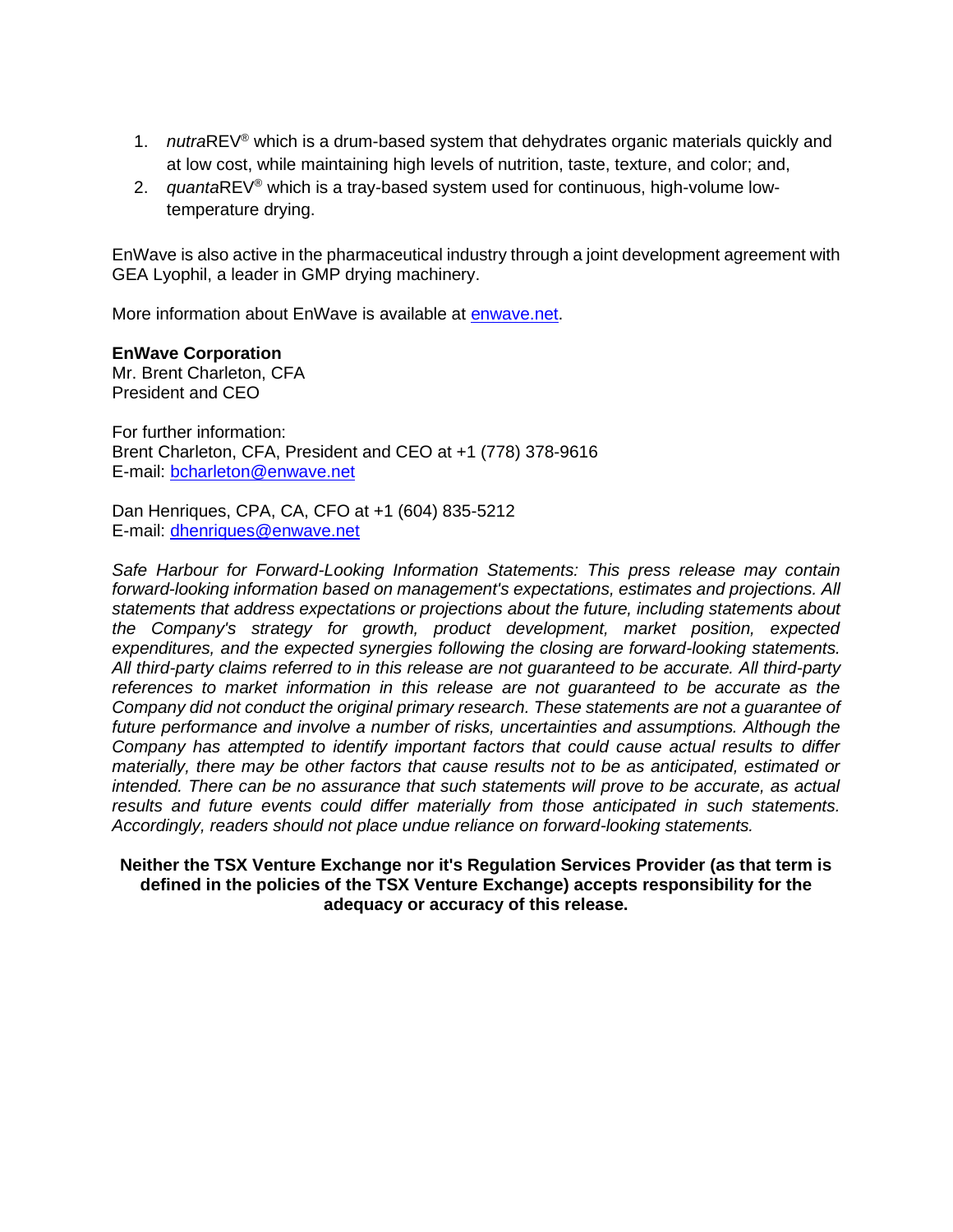1. *nutra*REV® which is a drum-based system that dehydrates organic materials quickly and at low cost, while maintaining high levels of nutrition, taste, texture, and color; and,
2. *quanta*REV® which is a tray-based system used for continuous, high-volume low-temperature drying.

EnWave is also active in the pharmaceutical industry through a joint development agreement with GEA Lyophil, a leader in GMP drying machinery.

More information about EnWave is available at [enwave.net](enwave.net).

**EnWave Corporation**
Mr. Brent Charleton, CFA
President and CEO

For further information:
Brent Charleton, CFA, President and CEO at +1 (778) 378-9616
E-mail: [bcharleton@enwave.net](mailto:bcharleton@enwave.net)

Dan Henriques, CPA, CA, CFO at +1 (604) 835-5212
E-mail: [dhenriques@enwave.net](mailto:dhenriques@enwave.net)

*Safe Harbour for Forward-Looking Information Statements: This press release may contain forward-looking information based on management's expectations, estimates and projections. All statements that address expectations or projections about the future, including statements about the Company's strategy for growth, product development, market position, expected expenditures, and the expected synergies following the closing are forward-looking statements. All third-party claims referred to in this release are not guaranteed to be accurate. All third-party references to market information in this release are not guaranteed to be accurate as the Company did not conduct the original primary research. These statements are not a guarantee of future performance and involve a number of risks, uncertainties and assumptions. Although the Company has attempted to identify important factors that could cause actual results to differ materially, there may be other factors that cause results not to be as anticipated, estimated or intended. There can be no assurance that such statements will prove to be accurate, as actual results and future events could differ materially from those anticipated in such statements. Accordingly, readers should not place undue reliance on forward-looking statements.*

**Neither the TSX Venture Exchange nor it's Regulation Services Provider (as that term is defined in the policies of the TSX Venture Exchange) accepts responsibility for the adequacy or accuracy of this release.**